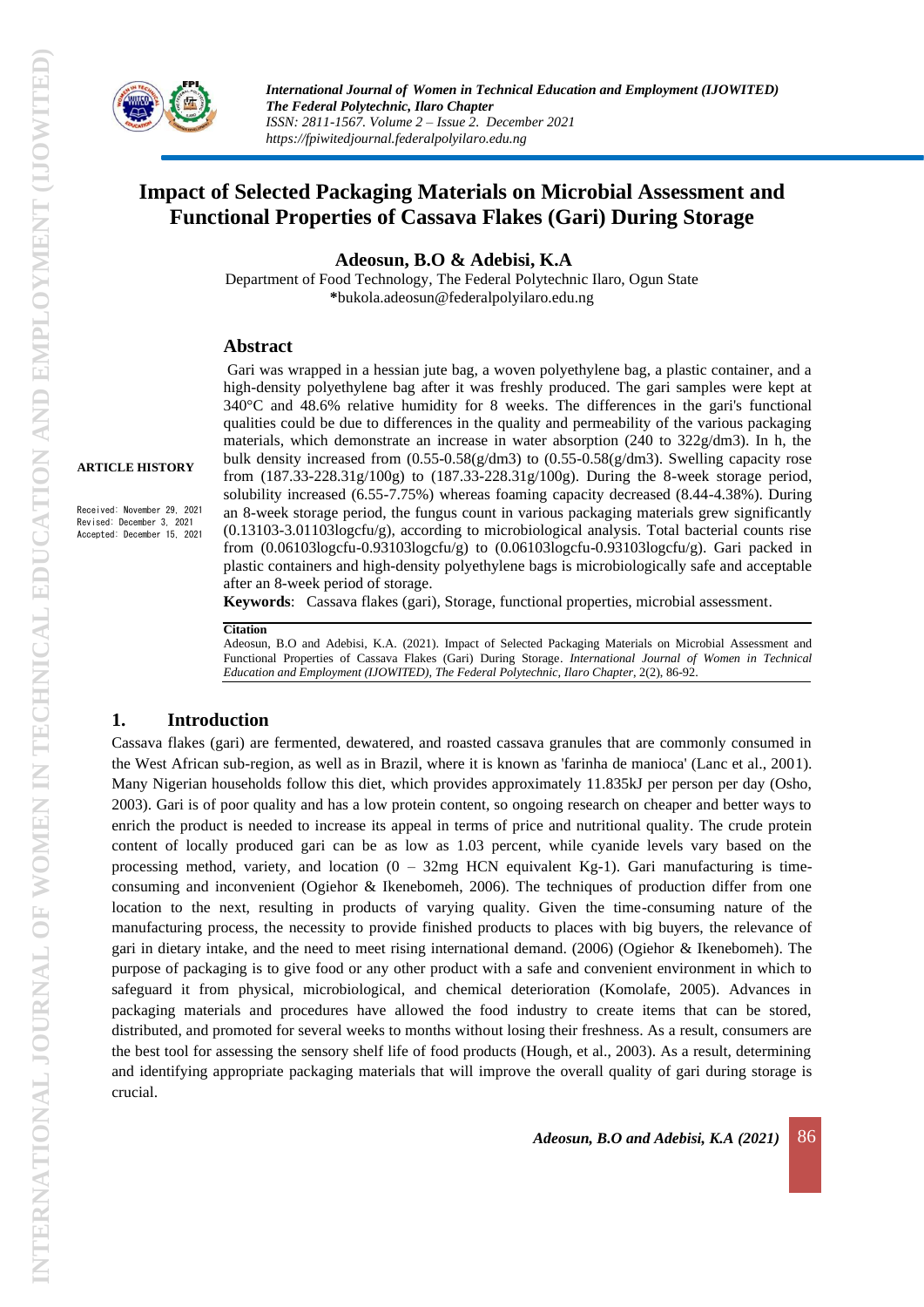# Impact of Selected Packaging Materials on Microbial Assessment and Functional Properties of Cassava Flakes (Gari) During Storage

**Adeosun, B.O & Adebisi, K.A**

Department of Food Technology, The Federal Polytechnic Ilaro, Ogun State
*bukola.adeosun@federalpolyilaro.edu.ng

**ARTICLE HISTORY**

Received: November 29, 2021
Revised: December 3, 2021
Accepted: December 15, 2021

## Abstract

Gari was wrapped in a hessian jute bag, a woven polyethylene bag, a plastic container, and a high-density polyethylene bag after it was freshly produced. The gari samples were kept at 340°C and 48.6% relative humidity for 8 weeks. The differences in the gari's functional qualities could be due to differences in the quality and permeability of the various packaging materials, which demonstrate an increase in water absorption (240 to 322g/dm3). In h, the bulk density increased from (0.55-0.58(g/dm3) to (0.55-0.58(g/dm3). Swelling capacity rose from (187.33-228.31g/100g) to (187.33-228.31g/100g). During the 8-week storage period, solubility increased (6.55-7.75%) whereas foaming capacity decreased (8.44-4.38%). During an 8-week storage period, the fungus count in various packaging materials grew significantly (0.13103-3.01103logcfu/g), according to microbiological analysis. Total bacterial counts rise from (0.06103logcfu-0.93103logcfu/g) to (0.06103logcfu-0.93103logcfu/g). Gari packed in plastic containers and high-density polyethylene bags is microbiologically safe and acceptable after an 8-week period of storage.

**Keywords**: Cassava flakes (gari), Storage, functional properties, microbial assessment.

**Citation**

Adeosun, B.O and Adebisi, K.A. (2021). Impact of Selected Packaging Materials on Microbial Assessment and Functional Properties of Cassava Flakes (Gari) During Storage. *International Journal of Women in Technical Education and Employment (IJOWITED), The Federal Polytechnic, Ilaro Chapter*, 2(2), 86-92.

## 1. Introduction

Cassava flakes (gari) are fermented, dewatered, and roasted cassava granules that are commonly consumed in the West African sub-region, as well as in Brazil, where it is known as 'farinha de manioca' (Lanc et al., 2001). Many Nigerian households follow this diet, which provides approximately 11.835kJ per person per day (Osho, 2003). Gari is of poor quality and has a low protein content, so ongoing research on cheaper and better ways to enrich the product is needed to increase its appeal in terms of price and nutritional quality. The crude protein content of locally produced gari can be as low as 1.03 percent, while cyanide levels vary based on the processing method, variety, and location (0 – 32mg HCN equivalent Kg-1). Gari manufacturing is time-consuming and inconvenient (Ogiehor & Ikenebomeh, 2006). The techniques of production differ from one location to the next, resulting in products of varying quality. Given the time-consuming nature of the manufacturing process, the necessity to provide finished products to places with big buyers, the relevance of gari in dietary intake, and the need to meet rising international demand. (2006) (Ogiehor & Ikenebomeh). The purpose of packaging is to give food or any other product with a safe and convenient environment in which to safeguard it from physical, microbiological, and chemical deterioration (Komolafe, 2005). Advances in packaging materials and procedures have allowed the food industry to create items that can be stored, distributed, and promoted for several weeks to months without losing their freshness. As a result, consumers are the best tool for assessing the sensory shelf life of food products (Hough, et al., 2003). As a result, determining and identifying appropriate packaging materials that will improve the overall quality of gari during storage is crucial.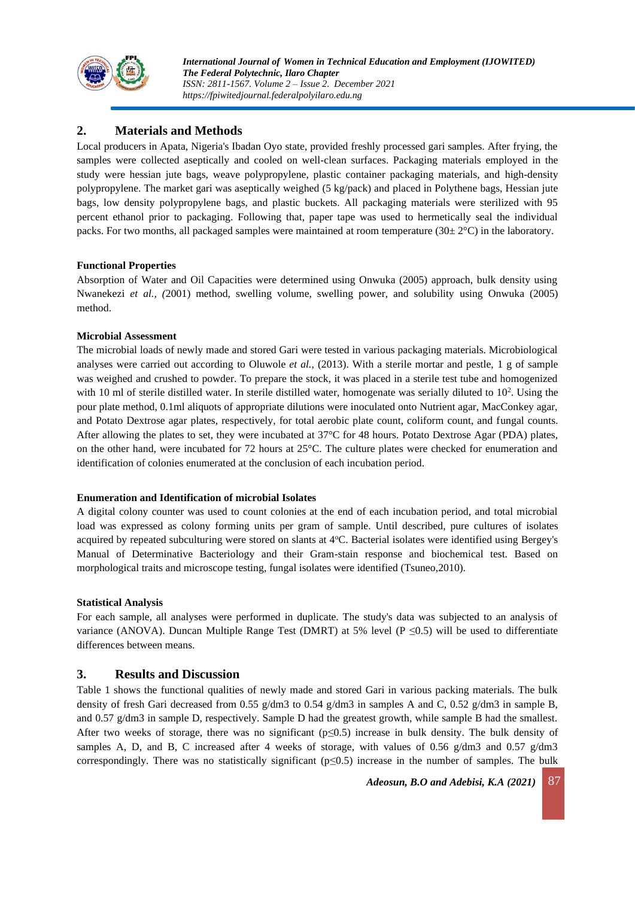## 2. Materials and Methods

Local producers in Apata, Nigeria's Ibadan Oyo state, provided freshly processed gari samples. After frying, the samples were collected aseptically and cooled on well-clean surfaces. Packaging materials employed in the study were hessian jute bags, weave polypropylene, plastic container packaging materials, and high-density polypropylene. The market gari was aseptically weighed (5 kg/pack) and placed in Polythene bags, Hessian jute bags, low density polypropylene bags, and plastic buckets. All packaging materials were sterilized with 95 percent ethanol prior to packaging. Following that, paper tape was used to hermetically seal the individual packs. For two months, all packaged samples were maintained at room temperature (30± 2°C) in the laboratory.

**Functional Properties**

Absorption of Water and Oil Capacities were determined using Onwuka (2005) approach, bulk density using Nwanekezi *et al., (*2001) method, swelling volume, swelling power, and solubility using Onwuka (2005) method.

**Microbial Assessment**

The microbial loads of newly made and stored Gari were tested in various packaging materials. Microbiological analyses were carried out according to Oluwole *et al.,* (2013). With a sterile mortar and pestle, 1 g of sample was weighed and crushed to powder. To prepare the stock, it was placed in a sterile test tube and homogenized with 10 ml of sterile distilled water. In sterile distilled water, homogenate was serially diluted to $10^2$. Using the pour plate method, 0.1ml aliquots of appropriate dilutions were inoculated onto Nutrient agar, MacConkey agar, and Potato Dextrose agar plates, respectively, for total aerobic plate count, coliform count, and fungal counts. After allowing the plates to set, they were incubated at 37°C for 48 hours. Potato Dextrose Agar (PDA) plates, on the other hand, were incubated for 72 hours at 25°C. The culture plates were checked for enumeration and identification of colonies enumerated at the conclusion of each incubation period.

**Enumeration and Identification of microbial Isolates**

A digital colony counter was used to count colonies at the end of each incubation period, and total microbial load was expressed as colony forming units per gram of sample. Until described, pure cultures of isolates acquired by repeated subculturing were stored on slants at 4°C. Bacterial isolates were identified using Bergey's Manual of Determinative Bacteriology and their Gram-stain response and biochemical test. Based on morphological traits and microscope testing, fungal isolates were identified (Tsuneo,2010).

**Statistical Analysis**

For each sample, all analyses were performed in duplicate. The study's data was subjected to an analysis of variance (ANOVA). Duncan Multiple Range Test (DMRT) at 5% level ($P \leq 0.5$) will be used to differentiate differences between means.

## 3. Results and Discussion

Table 1 shows the functional qualities of newly made and stored Gari in various packing materials. The bulk density of fresh Gari decreased from 0.55 g/dm3 to 0.54 g/dm3 in samples A and C, 0.52 g/dm3 in sample B, and 0.57 g/dm3 in sample D, respectively. Sample D had the greatest growth, while sample B had the smallest. After two weeks of storage, there was no significant ($p \leq 0.5$) increase in bulk density. The bulk density of samples A, D, and B, C increased after 4 weeks of storage, with values of 0.56 g/dm3 and 0.57 g/dm3 correspondingly. There was no statistically significant ($p \leq 0.5$) increase in the number of samples. The bulk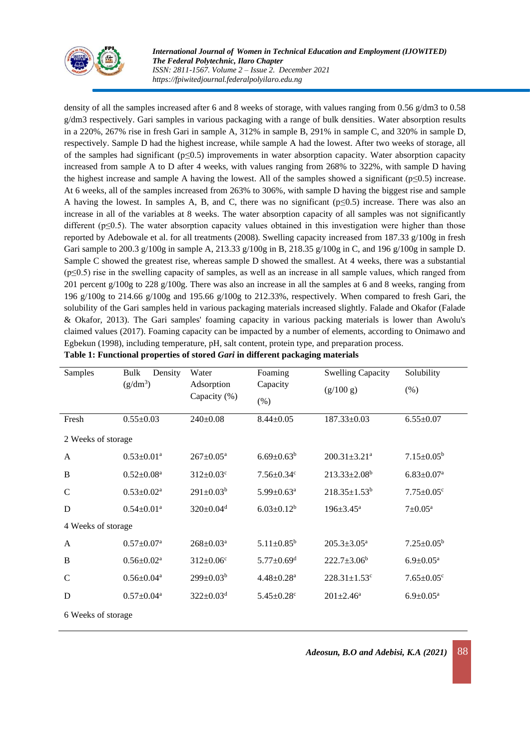density of all the samples increased after 6 and 8 weeks of storage, with values ranging from 0.56 g/dm3 to 0.58 g/dm3 respectively. Gari samples in various packaging with a range of bulk densities. Water absorption results in a 220%, 267% rise in fresh Gari in sample A, 312% in sample B, 291% in sample C, and 320% in sample D, respectively. Sample D had the highest increase, while sample A had the lowest. After two weeks of storage, all of the samples had significant ($p \leq 0.5$) improvements in water absorption capacity. Water absorption capacity increased from sample A to D after 4 weeks, with values ranging from 268% to 322%, with sample D having the highest increase and sample A having the lowest. All of the samples showed a significant ($p \leq 0.5$) increase. At 6 weeks, all of the samples increased from 263% to 306%, with sample D having the biggest rise and sample A having the lowest. In samples A, B, and C, there was no significant ($p \leq 0.5$) increase. There was also an increase in all of the variables at 8 weeks. The water absorption capacity of all samples was not significantly different ($p \leq 0.5$). The water absorption capacity values obtained in this investigation were higher than those reported by Adebowale et al. for all treatments (2008). Swelling capacity increased from 187.33 g/100g in fresh Gari sample to 200.3 g/100g in sample A, 213.33 g/100g in B, 218.35 g/100g in C, and 196 g/100g in sample D. Sample C showed the greatest rise, whereas sample D showed the smallest. At 4 weeks, there was a substantial ($p \leq 0.5$) rise in the swelling capacity of samples, as well as an increase in all sample values, which ranged from 201 percent g/100g to 228 g/100g. There was also an increase in all the samples at 6 and 8 weeks, ranging from 196 g/100g to 214.66 g/100g and 195.66 g/100g to 212.33%, respectively. When compared to fresh Gari, the solubility of the Gari samples held in various packaging materials increased slightly. Falade and Okafor (Falade & Okafor, 2013). The Gari samples' foaming capacity in various packing materials is lower than Awolu's claimed values (2017). Foaming capacity can be impacted by a number of elements, according to Onimawo and Egbekun (1998), including temperature, pH, salt content, protein type, and preparation process.

**Table 1: Functional properties of stored *Gari* in different packaging materials**

| Samples | Bulk Density (g/dm$^3$) | Water Adsorption Capacity (%) | Foaming Capacity (%) | Swelling Capacity (g/100 g) | Solubility (%) |
|---|---|---|---|---|---|
| Fresh | 0.55±0.03 | 240±0.08 | 8.44±0.05 | 187.33±0.03 | 6.55±0.07 |
| 2 Weeks of storage | | | | | |
| A | 0.53±0.01$^a$ | 267±0.05$^a$ | 6.69±0.63$^b$ | 200.31±3.21$^a$ | 7.15±0.05$^b$ |
| B | 0.52±0.08$^a$ | 312±0.03$^c$ | 7.56±0.34$^c$ | 213.33±2.08$^b$ | 6.83±0.07$^a$ |
| C | 0.53±0.02$^a$ | 291±0.03$^b$ | 5.99±0.63$^a$ | 218.35±1.53$^b$ | 7.75±0.05$^c$ |
| D | 0.54±0.01$^a$ | 320±0.04$^d$ | 6.03±0.12$^b$ | 196±3.45$^a$ | 7±0.05$^a$ |
| 4 Weeks of storage | | | | | |
| A | 0.57±0.07$^a$ | 268±0.03$^a$ | 5.11±0.85$^b$ | 205.3±3.05$^a$ | 7.25±0.05$^b$ |
| B | 0.56±0.02$^a$ | 312±0.06$^c$ | 5.77±0.69$^d$ | 222.7±3.06$^b$ | 6.9±0.05$^a$ |
| C | 0.56±0.04$^a$ | 299±0.03$^b$ | 4.48±0.28$^a$ | 228.31±1.53$^c$ | 7.65±0.05$^c$ |
| D | 0.57±0.04$^a$ | 322±0.03$^d$ | 5.45±0.28$^c$ | 201±2.46$^a$ | 6.9±0.05$^a$ |
| 6 Weeks of storage | | | | | |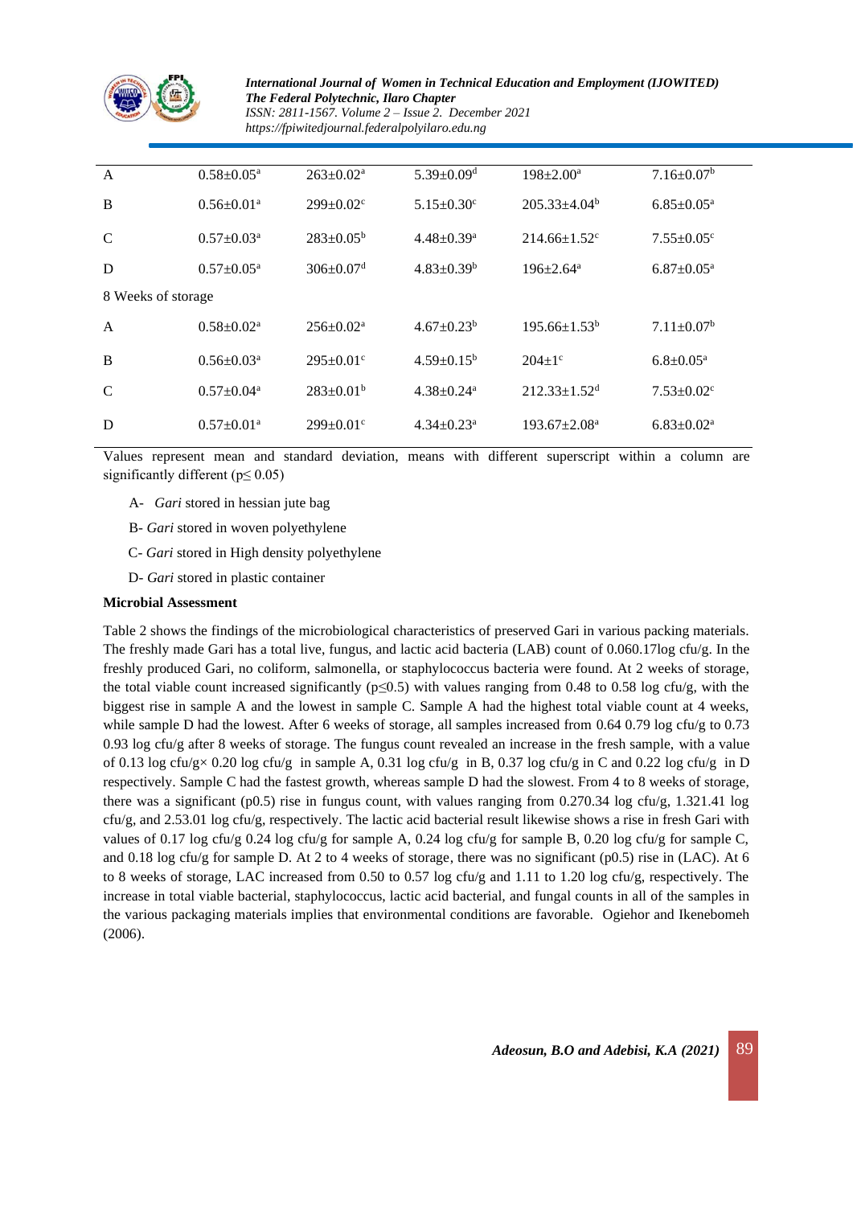| | | | | | |
|---|---|---|---|---|---|
| A | 0.58±0.05[a] | 263±0.02[a] | 5.39±0.09[d] | 198±2.00[a] | 7.16±0.07[b] |
| B | 0.56±0.01[a] | 299±0.02[c] | 5.15±0.30[c] | 205.33±4.04[b] | 6.85±0.05[a] |
| C | 0.57±0.03[a] | 283±0.05[b] | 4.48±0.39[a] | 214.66±1.52[c] | 7.55±0.05[c] |
| D | 0.57±0.05[a] | 306±0.07[d] | 4.83±0.39[b] | 196±2.64[a] | 6.87±0.05[a] |
| 8 Weeks of storage | | | | | |
| A | 0.58±0.02[a] | 256±0.02[a] | 4.67±0.23[b] | 195.66±1.53[b] | 7.11±0.07[b] |
| B | 0.56±0.03[a] | 295±0.01[c] | 4.59±0.15[b] | 204±1[c] | 6.8±0.05[a] |
| C | 0.57±0.04[a] | 283±0.01[b] | 4.38±0.24[a] | 212.33±1.52[d] | 7.53±0.02[c] |
| D | 0.57±0.01[a] | 299±0.01[c] | 4.34±0.23[a] | 193.67±2.08[a] | 6.83±0.02[a] |

Values represent mean and standard deviation, means with different superscript within a column are significantly different ($p \leq 0.05$)

A- *Gari* stored in hessian jute bag

B- *Gari* stored in woven polyethylene

C- *Gari* stored in High density polyethylene

D- *Gari* stored in plastic container

**Microbial Assessment**

Table 2 shows the findings of the microbiological characteristics of preserved Gari in various packing materials. The freshly made Gari has a total live, fungus, and lactic acid bacteria (LAB) count of 0.060.17log cfu/g. In the freshly produced Gari, no coliform, salmonella, or staphylococcus bacteria were found. At 2 weeks of storage, the total viable count increased significantly ($p \leq 0.5$) with values ranging from 0.48 to 0.58 log cfu/g, with the biggest rise in sample A and the lowest in sample C. Sample A had the highest total viable count at 4 weeks, while sample D had the lowest. After 6 weeks of storage, all samples increased from 0.64 0.79 log cfu/g to 0.73 0.93 log cfu/g after 8 weeks of storage. The fungus count revealed an increase in the fresh sample, with a value of 0.13 log cfu/g× 0.20 log cfu/g in sample A, 0.31 log cfu/g in B, 0.37 log cfu/g in C and 0.22 log cfu/g in D respectively. Sample C had the fastest growth, whereas sample D had the slowest. From 4 to 8 weeks of storage, there was a significant (p0.5) rise in fungus count, with values ranging from 0.270.34 log cfu/g, 1.321.41 log cfu/g, and 2.53.01 log cfu/g, respectively. The lactic acid bacterial result likewise shows a rise in fresh Gari with values of 0.17 log cfu/g 0.24 log cfu/g for sample A, 0.24 log cfu/g for sample B, 0.20 log cfu/g for sample C, and 0.18 log cfu/g for sample D. At 2 to 4 weeks of storage, there was no significant (p0.5) rise in (LAC). At 6 to 8 weeks of storage, LAC increased from 0.50 to 0.57 log cfu/g and 1.11 to 1.20 log cfu/g, respectively. The increase in total viable bacterial, staphylococcus, lactic acid bacterial, and fungal counts in all of the samples in the various packaging materials implies that environmental conditions are favorable. Ogiehor and Ikenebomeh (2006).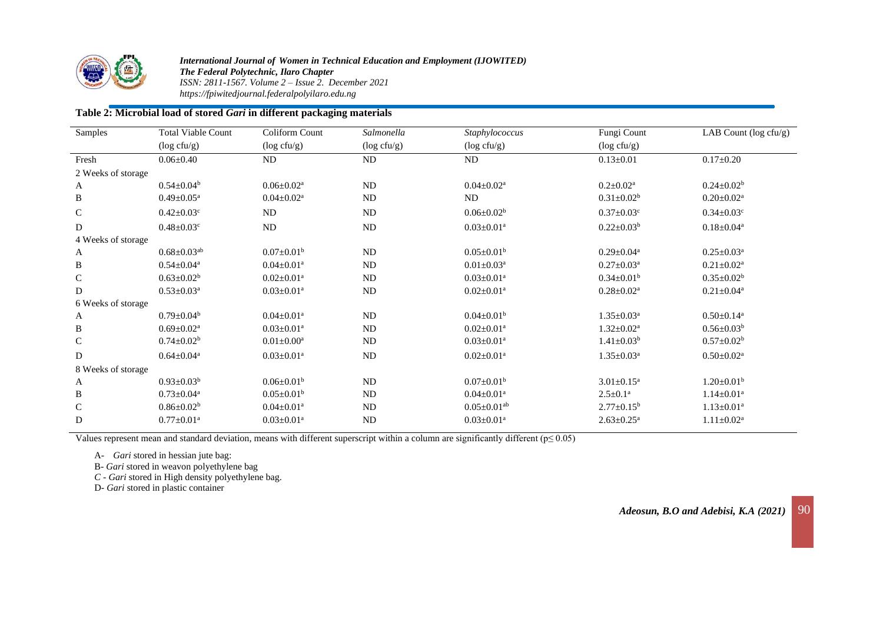**Table 2: Microbial load of stored *Gari* in different packaging materials**

| Samples | Total Viable Count (log cfu/g) | Coliform Count (log cfu/g) | *Salmonella* (log cfu/g) | *Staphylococcus* (log cfu/g) | Fungi Count (log cfu/g) | LAB Count (log cfu/g) |
|---|---|---|---|---|---|---|
| Fresh | 0.06±0.40 | ND | ND | ND | 0.13±0.01 | 0.17±0.20 |
| 2 Weeks of storage | | | | | | |
| A | 0.54±0.04[b] | 0.06±0.02[a] | ND | 0.04±0.02[a] | 0.2±0.02[a] | 0.24±0.02[b] |
| B | 0.49±0.05[a] | 0.04±0.02[a] | ND | ND | 0.31±0.02[b] | 0.20±0.02[a] |
| C | 0.42±0.03[c] | ND | ND | 0.06±0.02[b] | 0.37±0.03[c] | 0.34±0.03[c] |
| D | 0.48±0.03[c] | ND | ND | 0.03±0.01[a] | 0.22±0.03[b] | 0.18±0.04[a] |
| 4 Weeks of storage | | | | | | |
| A | 0.68±0.03[ab] | 0.07±0.01[b] | ND | 0.05±0.01[b] | 0.29±0.04[a] | 0.25±0.03[a] |
| B | 0.54±0.04[a] | 0.04±0.01[a] | ND | 0.01±0.03[a] | 0.27±0.03[a] | 0.21±0.02[a] |
| C | 0.63±0.02[b] | 0.02±0.01[a] | ND | 0.03±0.01[a] | 0.34±0.01[b] | 0.35±0.02[b] |
| D | 0.53±0.03[a] | 0.03±0.01[a] | ND | 0.02±0.01[a] | 0.28±0.02[a] | 0.21±0.04[a] |
| 6 Weeks of storage | | | | | | |
| A | 0.79±0.04[b] | 0.04±0.01[a] | ND | 0.04±0.01[b] | 1.35±0.03[a] | 0.50±0.14[a] |
| B | 0.69±0.02[a] | 0.03±0.01[a] | ND | 0.02±0.01[a] | 1.32±0.02[a] | 0.56±0.03[b] |
| C | 0.74±0.02[b] | 0.01±0.00[a] | ND | 0.03±0.01[a] | 1.41±0.03[b] | 0.57±0.02[b] |
| D | 0.64±0.04[a] | 0.03±0.01[a] | ND | 0.02±0.01[a] | 1.35±0.03[a] | 0.50±0.02[a] |
| 8 Weeks of storage | | | | | | |
| A | 0.93±0.03[b] | 0.06±0.01[b] | ND | 0.07±0.01[b] | 3.01±0.15[a] | 1.20±0.01[b] |
| B | 0.73±0.04[a] | 0.05±0.01[b] | ND | 0.04±0.01[a] | 2.5±0.1[a] | 1.14±0.01[a] |
| C | 0.86±0.02[b] | 0.04±0.01[a] | ND | 0.05±0.01[ab] | 2.77±0.15[b] | 1.13±0.01[a] |
| D | 0.77±0.01[a] | 0.03±0.01[a] | ND | 0.03±0.01[a] | 2.63±0.25[a] | 1.11±0.02[a] |

Values represent mean and standard deviation, means with different superscript within a column are significantly different ($p \leq 0.05$)

A- *Gari* stored in hessian jute bag:

B- *Gari* stored in weavon polyethylene bag

*C* - *Gari* stored in High density polyethylene bag.

D- *Gari* stored in plastic container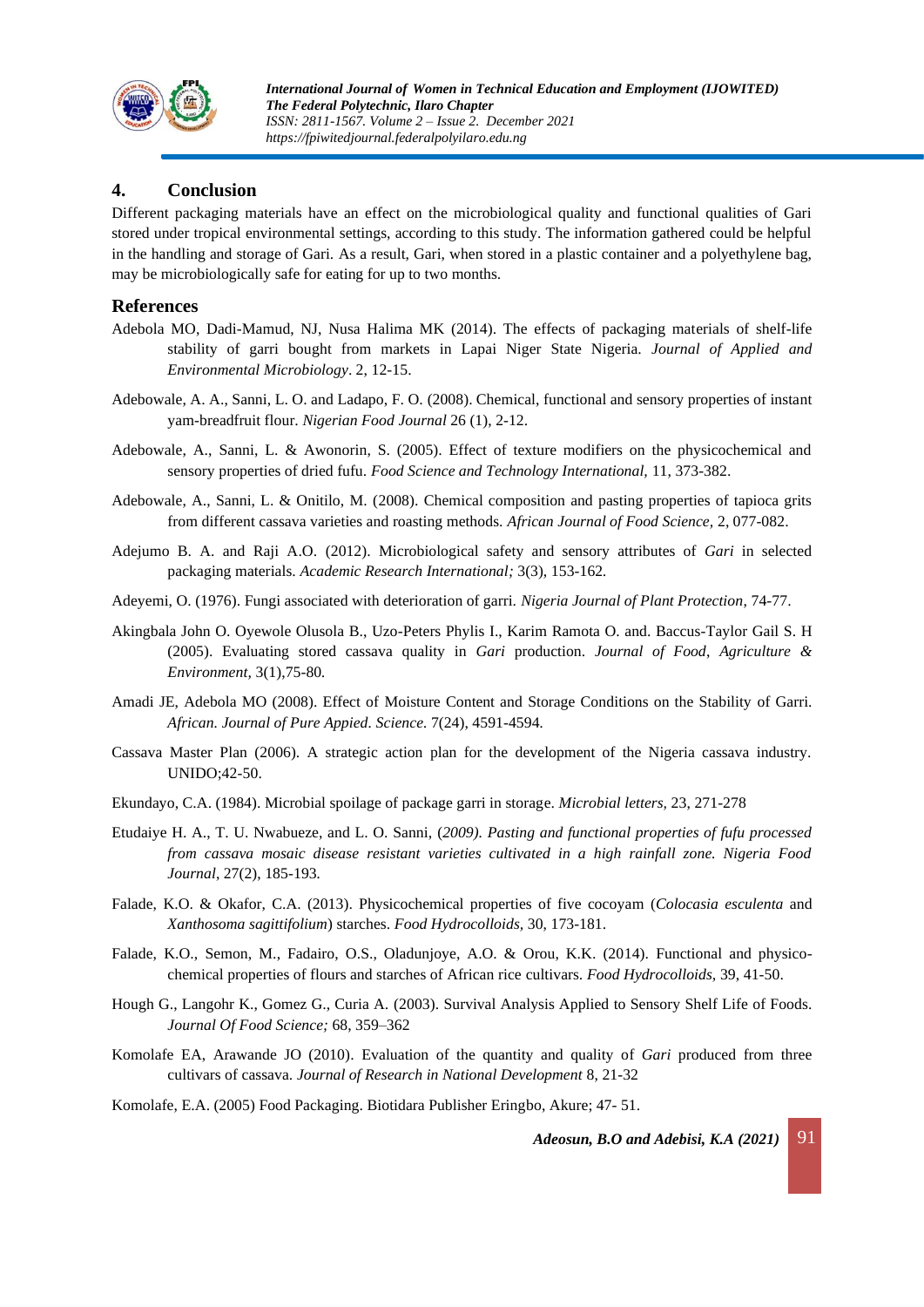## 4. Conclusion

Different packaging materials have an effect on the microbiological quality and functional qualities of Gari stored under tropical environmental settings, according to this study. The information gathered could be helpful in the handling and storage of Gari. As a result, Gari, when stored in a plastic container and a polyethylene bag, may be microbiologically safe for eating for up to two months.

## References

Adebola MO, Dadi-Mamud, NJ, Nusa Halima MK (2014). The effects of packaging materials of shelf-life stability of garri bought from markets in Lapai Niger State Nigeria. *Journal of Applied and Environmental Microbiology*. 2, 12-15.

Adebowale, A. A., Sanni, L. O. and Ladapo, F. O. (2008). Chemical, functional and sensory properties of instant yam-breadfruit flour. *Nigerian Food Journal* 26 (1), 2-12.

Adebowale, A., Sanni, L. & Awonorin, S. (2005). Effect of texture modifiers on the physicochemical and sensory properties of dried fufu. *Food Science and Technology International,* 11, 373-382.

Adebowale, A., Sanni, L. & Onitilo, M. (2008). Chemical composition and pasting properties of tapioca grits from different cassava varieties and roasting methods. *African Journal of Food Science,* 2, 077-082.

Adejumo B. A. and Raji A.O. (2012). Microbiological safety and sensory attributes of *Gari* in selected packaging materials. *Academic Research International;* 3(3), 153-162.

Adeyemi, O. (1976). Fungi associated with deterioration of garri. *Nigeria Journal of Plant Protection*, 74-77.

Akingbala John O. Oyewole Olusola B., Uzo-Peters Phylis I., Karim Ramota O. and. Baccus-Taylor Gail S. H (2005). Evaluating stored cassava quality in *Gari* production. *Journal of Food, Agriculture & Environment,* 3(1),75-80.

Amadi JE, Adebola MO (2008). Effect of Moisture Content and Storage Conditions on the Stability of Garri. *African. Journal of Pure Appied. Science.* 7(24), 4591-4594.

Cassava Master Plan (2006). A strategic action plan for the development of the Nigeria cassava industry. UNIDO;42-50.

Ekundayo, C.A. (1984). Microbial spoilage of package garri in storage. *Microbial letters,* 23, 271-278

Etudaiye H. A., T. U. Nwabueze, and L. O. Sanni, (*2009). Pasting and functional properties of fufu processed from cassava mosaic disease resistant varieties cultivated in a high rainfall zone. Nigeria Food Journal*, 27(2), 185-193.

Falade, K.O. & Okafor, C.A. (2013). Physicochemical properties of five cocoyam (*Colocasia esculenta* and *Xanthosoma sagittifolium*) starches. *Food Hydrocolloids,* 30, 173-181.

Falade, K.O., Semon, M., Fadairo, O.S., Oladunjoye, A.O. & Orou, K.K. (2014). Functional and physico-chemical properties of flours and starches of African rice cultivars. *Food Hydrocolloids,* 39, 41-50.

Hough G., Langohr K., Gomez G., Curia A. (2003). Survival Analysis Applied to Sensory Shelf Life of Foods. *Journal Of Food Science;* 68, 359–362

Komolafe EA, Arawande JO (2010). Evaluation of the quantity and quality of *Gari* produced from three cultivars of cassava. *Journal of Research in National Development* 8, 21-32

Komolafe, E.A. (2005) Food Packaging. Biotidara Publisher Eringbo, Akure; 47- 51.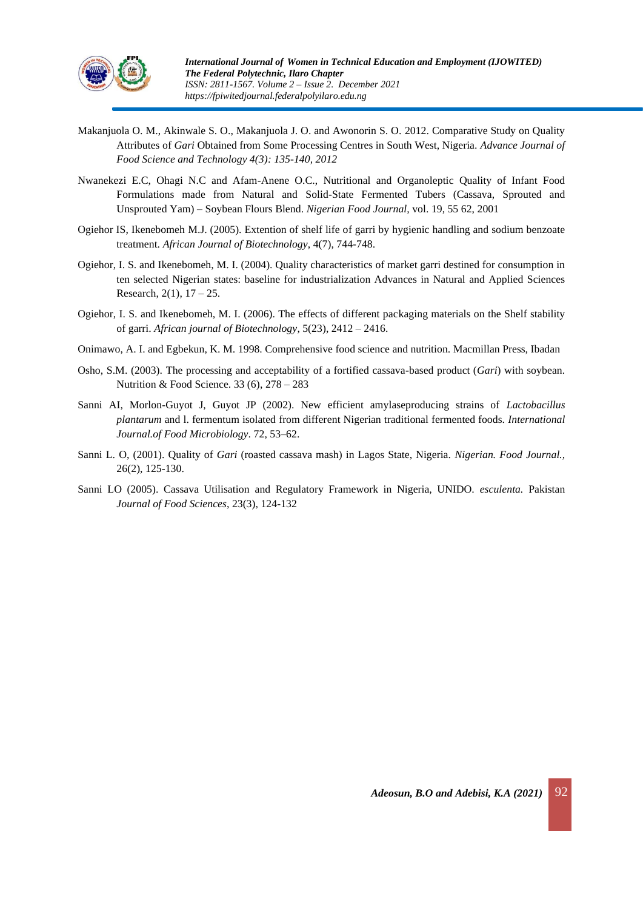Makanjuola O. M., Akinwale S. O., Makanjuola J. O. and Awonorin S. O. 2012. Comparative Study on Quality Attributes of *Gari* Obtained from Some Processing Centres in South West, Nigeria. *Advance Journal of Food Science and Technology 4(3): 135-140, 2012*

Nwanekezi E.C, Ohagi N.C and Afam-Anene O.C., Nutritional and Organoleptic Quality of Infant Food Formulations made from Natural and Solid-State Fermented Tubers (Cassava, Sprouted and Unsprouted Yam) – Soybean Flours Blend. *Nigerian Food Journal*, vol. 19, 55 62, 2001

Ogiehor IS, Ikenebomeh M.J. (2005). Extention of shelf life of garri by hygienic handling and sodium benzoate treatment. *African Journal of Biotechnology*, 4(7), 744-748.

Ogiehor, I. S. and Ikenebomeh, M. I. (2004). Quality characteristics of market garri destined for consumption in ten selected Nigerian states: baseline for industrialization Advances in Natural and Applied Sciences Research, 2(1), 17 – 25.

Ogiehor, I. S. and Ikenebomeh, M. I. (2006). The effects of different packaging materials on the Shelf stability of garri. *African journal of Biotechnology*, 5(23), 2412 – 2416.

Onimawo, A. I. and Egbekun, K. M. 1998. Comprehensive food science and nutrition. Macmillan Press, Ibadan

Osho, S.M. (2003). The processing and acceptability of a fortified cassava-based product (*Gari*) with soybean. Nutrition & Food Science. 33 (6), 278 – 283

Sanni AI, Morlon-Guyot J, Guyot JP (2002). New efficient amylaseproducing strains of *Lactobacillus plantarum* and l. fermentum isolated from different Nigerian traditional fermented foods. *International Journal.of Food Microbiology*. 72, 53–62.

Sanni L. O, (2001). Quality of *Gari* (roasted cassava mash) in Lagos State, Nigeria. *Nigerian. Food Journal.*, 26(2), 125-130.

Sanni LO (2005). Cassava Utilisation and Regulatory Framework in Nigeria, UNIDO. *esculenta.* Pakistan *Journal of Food Sciences*, 23(3), 124-132